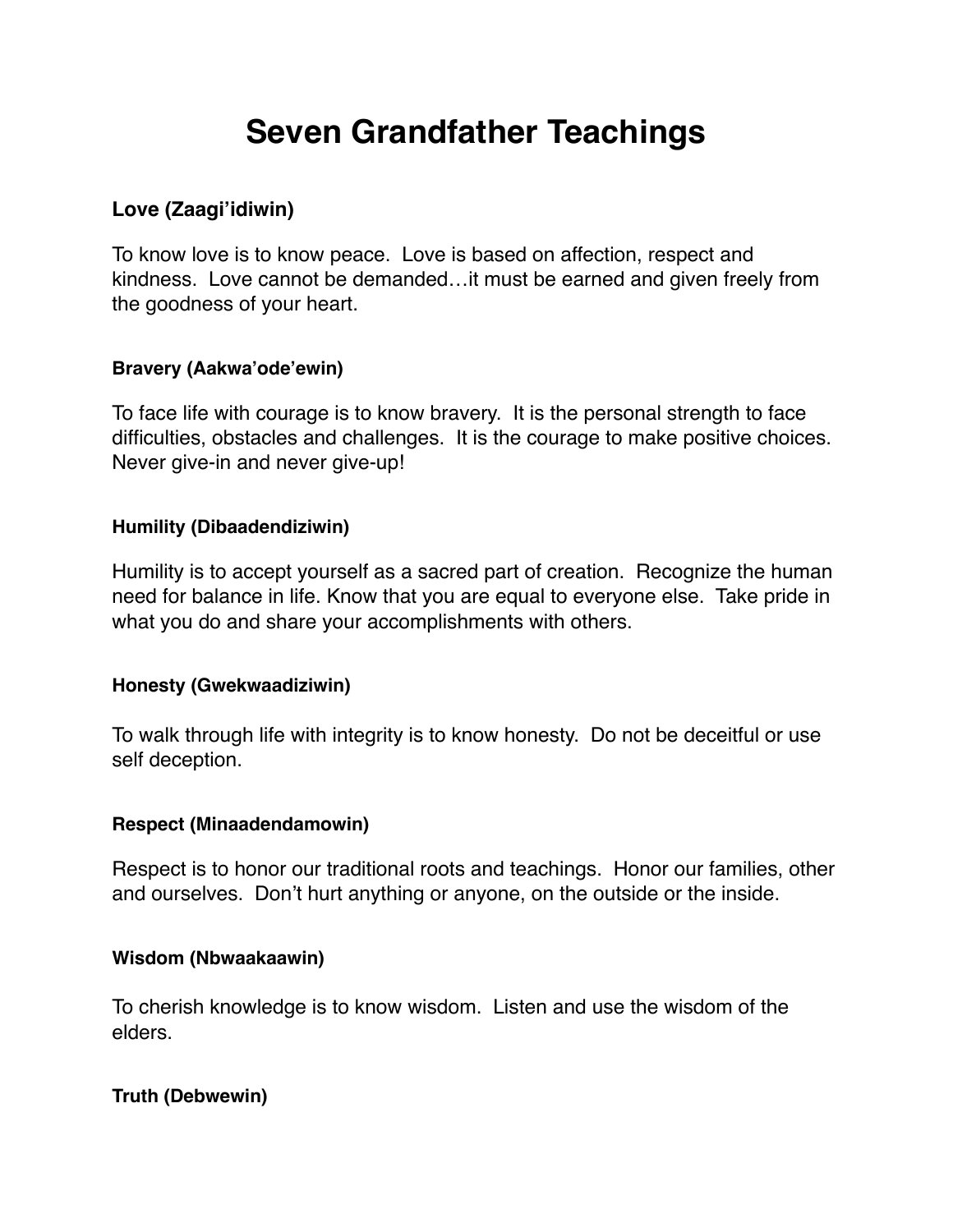# Seven Grandfather Teachings

## Love (Zaagi'idiwin)

To know love is to know peace. Love is based on affection, respect and kindness. Love cannot be demanded…it must be earned and given freely from the goodness of your heart.

### Bravery (Aakwa'ode'ewin)

To face life with courage is to know bravery. It is the personal strength to face difficulties, obstacles and challenges. It is the courage to make positive choices. Never give-in and never give-up!

### Humility (Dibaadendiziwin)

Humility is to accept yourself as a sacred part of creation. Recognize the human need for balance in life. Know that you are equal to everyone else. Take pride in what you do and share your accomplishments with others.

### Honesty (Gwekwaadiziwin)

To walk through life with integrity is to know honesty. Do not be deceitful or use self deception.

### Respect (Minaadendamowin)

Respect is to honor our traditional roots and teachings. Honor our families, other and ourselves. Don't hurt anything or anyone, on the outside or the inside.

### Wisdom (Nbwaakaawin)

To cherish knowledge is to know wisdom. Listen and use the wisdom of the elders.

### Truth (Debwewin)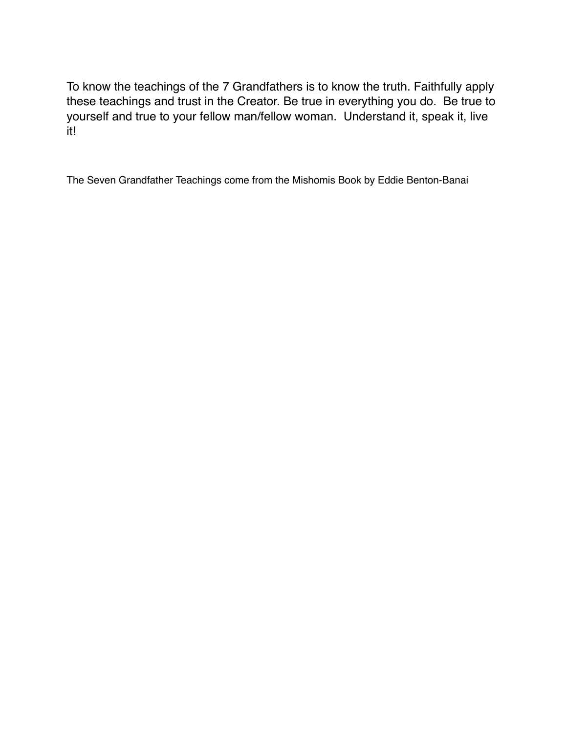To know the teachings of the 7 Grandfathers is to know the truth. Faithfully apply these teachings and trust in the Creator. Be true in everything you do. Be true to yourself and true to your fellow man/fellow woman. Understand it, speak it, live it!

The Seven Grandfather Teachings come from the Mishomis Book by Eddie Benton-Banai